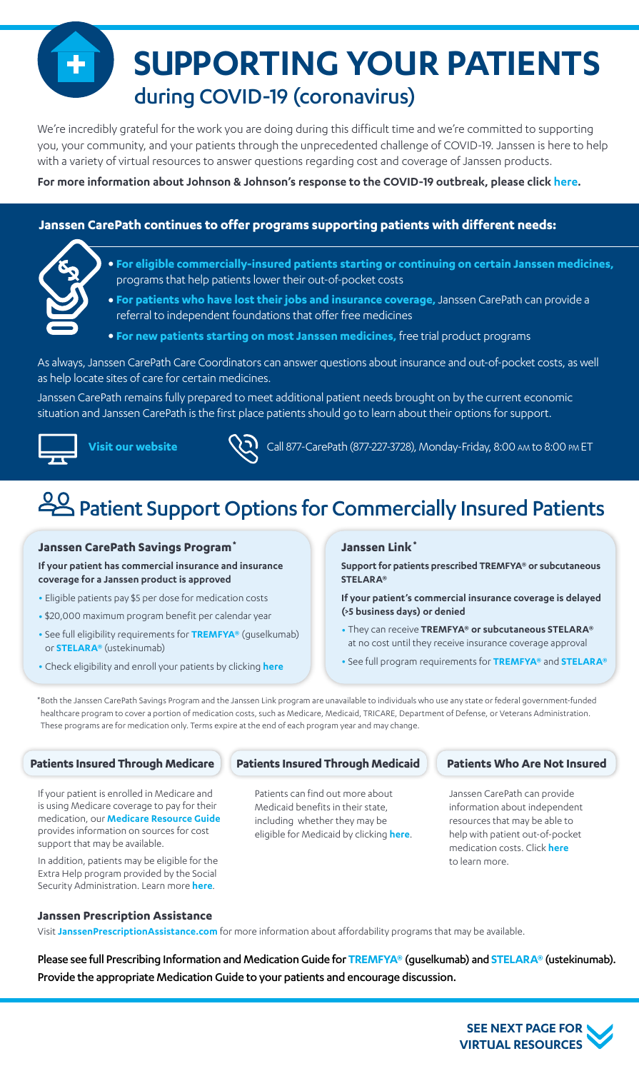# SUPPORTING YOUR PATIENTS
## during COVID-19 (coronavirus)

We're incredibly grateful for the work you are doing during this difficult time and we're committed to supporting you, your community, and your patients through the unprecedented challenge of COVID-19. Janssen is here to help with a variety of virtual resources to answer questions regarding cost and coverage of Janssen products.

**For more information about Johnson & Johnson's response to the COVID-19 outbreak, please click here.**

**Janssen CarePath continues to offer programs supporting patients with different needs:**

- **For eligible commercially-insured patients starting or continuing on certain Janssen medicines,** programs that help patients lower their out-of-pocket costs
- **For patients who have lost their jobs and insurance coverage,** Janssen CarePath can provide a referral to independent foundations that offer free medicines
- **For new patients starting on most Janssen medicines,** free trial product programs

As always, Janssen CarePath Care Coordinators can answer questions about insurance and out-of-pocket costs, as well as help locate sites of care for certain medicines.

Janssen CarePath remains fully prepared to meet additional patient needs brought on by the current economic situation and Janssen CarePath is the first place patients should go to learn about their options for support.

**Visit our website**

Call 877-CarePath (877-227-3728), Monday-Friday, 8:00 AM to 8:00 PM ET

## Patient Support Options for Commercially Insured Patients

### Janssen CarePath Savings Program*

**If your patient has commercial insurance and insurance coverage for a Janssen product is approved**

- Eligible patients pay $5 per dose for medication costs
- $20,000 maximum program benefit per calendar year
- See full eligibility requirements for **TREMFYA®** (guselkumab) or **STELARA®** (ustekinumab)
- Check eligibility and enroll your patients by clicking **here**

### Janssen Link*

**Support for patients prescribed TREMFYA® or subcutaneous STELARA®**

**If your patient's commercial insurance coverage is delayed (>5 business days) or denied**

- They can receive **TREMFYA® or subcutaneous STELARA®** at no cost until they receive insurance coverage approval
- See full program requirements for **TREMFYA®** and **STELARA®**

*Both the Janssen CarePath Savings Program and the Janssen Link program are unavailable to individuals who use any state or federal government-funded healthcare program to cover a portion of medication costs, such as Medicare, Medicaid, TRICARE, Department of Defense, or Veterans Administration. These programs are for medication only. Terms expire at the end of each program year and may change.

### Patients Insured Through Medicare

If your patient is enrolled in Medicare and is using Medicare coverage to pay for their medication, our **Medicare Resource Guide** provides information on sources for cost support that may be available.

In addition, patients may be eligible for the Extra Help program provided by the Social Security Administration. Learn more **here**.

### Patients Insured Through Medicaid

Patients can find out more about Medicaid benefits in their state, including whether they may be eligible for Medicaid by clicking **here**.

### Patients Who Are Not Insured

Janssen CarePath can provide information about independent resources that may be able to help with patient out-of-pocket medication costs. Click **here** to learn more.

### Janssen Prescription Assistance

Visit **JanssenPrescriptionAssistance.com** for more information about affordability programs that may be available.

Please see full Prescribing Information and Medication Guide for **TREMFYA®** (guselkumab) and **STELARA®** (ustekinumab). Provide the appropriate Medication Guide to your patients and encourage discussion.

**SEE NEXT PAGE FOR VIRTUAL RESOURCES**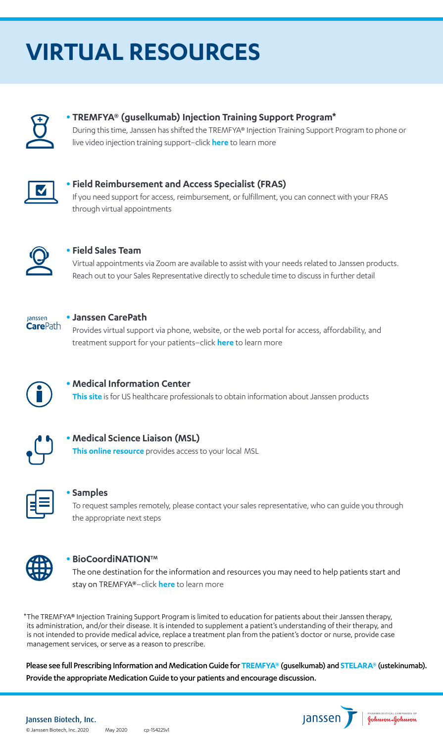# VIRTUAL RESOURCES

- **TREMFYA® (guselkumab) Injection Training Support Program***
  During this time, Janssen has shifted the TREMFYA® Injection Training Support Program to phone or live video injection training support–click **here** to learn more

- **Field Reimbursement and Access Specialist (FRAS)**
  If you need support for access, reimbursement, or fulfillment, you can connect with your FRAS through virtual appointments

- **Field Sales Team**
  Virtual appointments via Zoom are available to assist with your needs related to Janssen products. Reach out to your Sales Representative directly to schedule time to discuss in further detail

- **Janssen CarePath**
  Provides virtual support via phone, website, or the web portal for access, affordability, and treatment support for your patients–click **here** to learn more

- **Medical Information Center**
  **This site** is for US healthcare professionals to obtain information about Janssen products

- **Medical Science Liaison (MSL)**
  **This online resource** provides access to your local MSL

- **Samples**
  To request samples remotely, please contact your sales representative, who can guide you through the appropriate next steps

- **BioCoordiNATION™**
  The one destination for the information and resources you may need to help patients start and stay on TREMFYA®–click **here** to learn more

*The TREMFYA® Injection Training Support Program is limited to education for patients about their Janssen therapy, its administration, and/or their disease. It is intended to supplement a patient's understanding of their therapy, and is not intended to provide medical advice, replace a treatment plan from the patient's doctor or nurse, provide case management services, or serve as a reason to prescribe.

Please see full Prescribing Information and Medication Guide for **TREMFYA®** (guselkumab) and **STELARA®** (ustekinumab). Provide the appropriate Medication Guide to your patients and encourage discussion.

Janssen Biotech, Inc.
© Janssen Biotech, Inc. 2020 May 2020 cp-154225v1